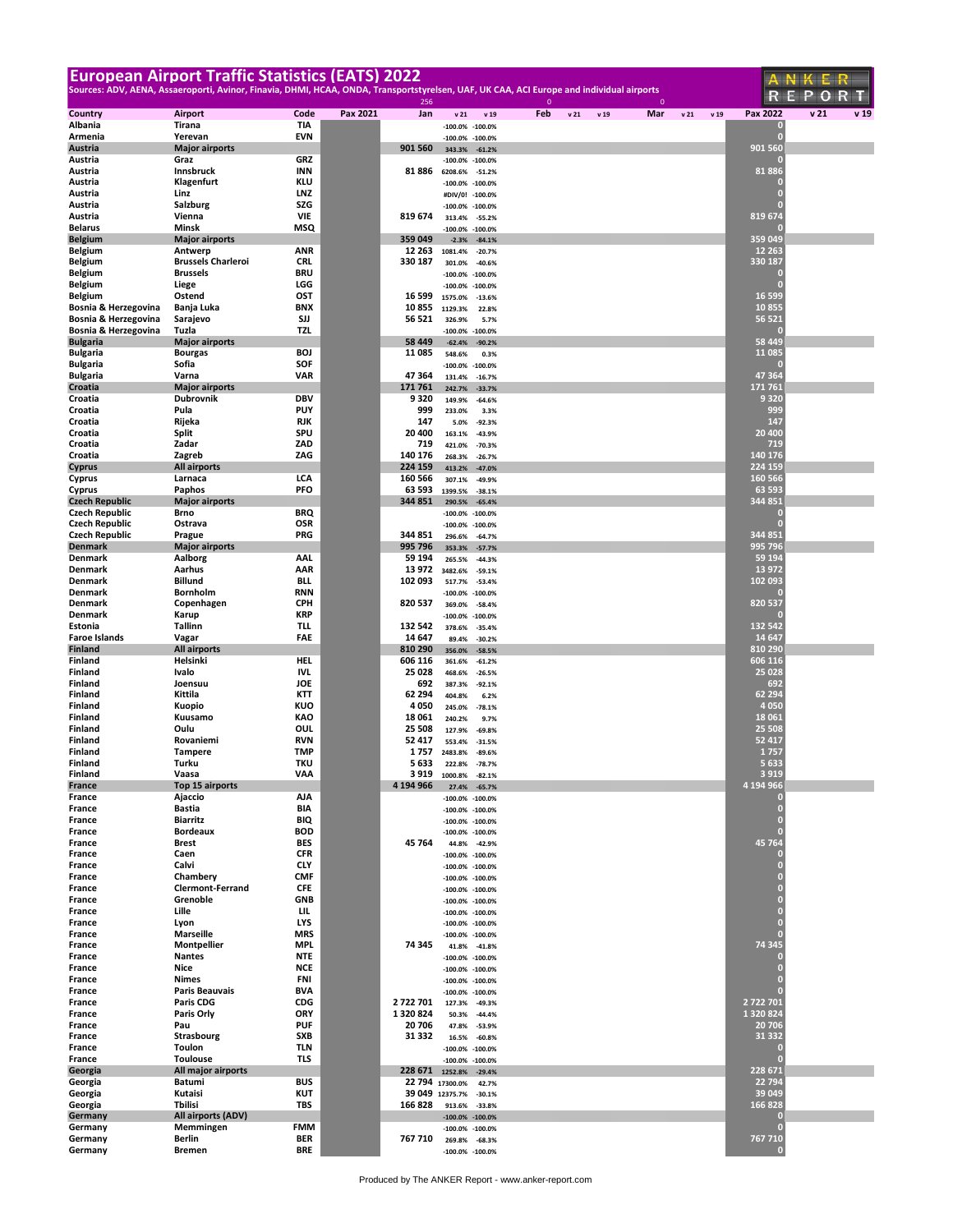# European Airport Traffic Statistics (EATS) 2022

Sources: ADV, AENA, Assaeroporti, Avinor, Finavia, DHMI, HCAA, ONDA, Transportstyrelsen, UAF, UK CAA, ACI Europe and individual airports

| Country | Airport | Code | Pax 2021 | Jan | v 21 | v 19 | Feb | v 21 | v 19 | Mar | v 21 | v 19 | Pax 2022 | v 21 | v 19 |
|---|---|---|---|---|---|---|---|---|---|---|---|---|---|---|---|
| | | | | 256 | | | 0 | | | 0 | | | | | |
| Albania | Tirana | TIA | | | -100.0% | -100.0% | | | | | | | 0 | | |
| Armenia | Yerevan | EVN | | | -100.0% | -100.0% | | | | | | | 0 | | |
| **Austria** | **Major airports** | | | 901 560 | 343.3% | -61.2% | | | | | | | 901 560 | | |
| Austria | Graz | GRZ | | | -100.0% | -100.0% | | | | | | | 0 | | |
| Austria | Innsbruck | INN | | 81 886 | 6208.6% | -51.2% | | | | | | | 81 886 | | |
| Austria | Klagenfurt | KLU | | | -100.0% | -100.0% | | | | | | | 0 | | |
| Austria | Linz | LNZ | | | #DIV/0! | -100.0% | | | | | | | 0 | | |
| Austria | Salzburg | SZG | | | -100.0% | -100.0% | | | | | | | 0 | | |
| Austria | Vienna | VIE | | 819 674 | 313.4% | -55.2% | | | | | | | 819 674 | | |
| Belarus | Minsk | MSQ | | | -100.0% | -100.0% | | | | | | | 0 | | |
| **Belgium** | **Major airports** | | | 359 049 | -2.3% | -84.1% | | | | | | | 359 049 | | |
| Belgium | Antwerp | ANR | | 12 263 | 1081.4% | -20.7% | | | | | | | 12 263 | | |
| Belgium | Brussels Charleroi | CRL | | 330 187 | 301.0% | -40.6% | | | | | | | 330 187 | | |
| Belgium | Brussels | BRU | | | -100.0% | -100.0% | | | | | | | 0 | | |
| Belgium | Liege | LGG | | | -100.0% | -100.0% | | | | | | | 0 | | |
| Belgium | Ostend | OST | | 16 599 | 1575.0% | -13.6% | | | | | | | 16 599 | | |
| Bosnia & Herzegovina | Banja Luka | BNX | | 10 855 | 1129.3% | 22.8% | | | | | | | 10 855 | | |
| Bosnia & Herzegovina | Sarajevo | SJJ | | 56 521 | 326.9% | 5.7% | | | | | | | 56 521 | | |
| Bosnia & Herzegovina | Tuzla | TZL | | | -100.0% | -100.0% | | | | | | | 0 | | |
| **Bulgaria** | **Major airports** | | | 58 449 | -62.4% | -90.2% | | | | | | | 58 449 | | |
| Bulgaria | Bourgas | BOJ | | 11 085 | 548.6% | 0.3% | | | | | | | 11 085 | | |
| Bulgaria | Sofia | SOF | | | -100.0% | -100.0% | | | | | | | 0 | | |
| Bulgaria | Varna | VAR | | 47 364 | 131.4% | -16.7% | | | | | | | 47 364 | | |
| **Croatia** | **Major airports** | | | 171 761 | 242.7% | -33.7% | | | | | | | 171 761 | | |
| Croatia | Dubrovnik | DBV | | 9 320 | 149.9% | -64.6% | | | | | | | 9 320 | | |
| Croatia | Pula | PUY | | 999 | 233.0% | 3.3% | | | | | | | 999 | | |
| Croatia | Rijeka | RJK | | 147 | 5.0% | -92.3% | | | | | | | 147 | | |
| Croatia | Split | SPU | | 20 400 | 163.1% | -43.9% | | | | | | | 20 400 | | |
| Croatia | Zadar | ZAD | | 719 | 421.0% | -70.3% | | | | | | | 719 | | |
| Croatia | Zagreb | ZAG | | 140 176 | 268.3% | -26.7% | | | | | | | 140 176 | | |
| **Cyprus** | **All airports** | | | 224 159 | 413.2% | -47.0% | | | | | | | 224 159 | | |
| Cyprus | Larnaca | LCA | | 160 566 | 307.1% | -49.9% | | | | | | | 160 566 | | |
| Cyprus | Paphos | PFO | | 63 593 | 1399.5% | -38.1% | | | | | | | 63 593 | | |
| **Czech Republic** | **Major airports** | | | 344 851 | 290.5% | -65.4% | | | | | | | 344 851 | | |
| Czech Republic | Brno | BRQ | | | -100.0% | -100.0% | | | | | | | 0 | | |
| Czech Republic | Ostrava | OSR | | | -100.0% | -100.0% | | | | | | | 0 | | |
| Czech Republic | Prague | PRG | | 344 851 | 296.6% | -64.7% | | | | | | | 344 851 | | |
| **Denmark** | **Major airports** | | | 995 796 | 353.3% | -57.7% | | | | | | | 995 796 | | |
| Denmark | Aalborg | AAL | | 59 194 | 265.5% | -44.3% | | | | | | | 59 194 | | |
| Denmark | Aarhus | AAR | | 13 972 | 3482.6% | -59.1% | | | | | | | 13 972 | | |
| Denmark | Billund | BLL | | 102 093 | 517.7% | -53.4% | | | | | | | 102 093 | | |
| Denmark | Bornholm | RNN | | | -100.0% | -100.0% | | | | | | | 0 | | |
| Denmark | Copenhagen | CPH | | 820 537 | 369.0% | -58.4% | | | | | | | 820 537 | | |
| Denmark | Karup | KRP | | | -100.0% | -100.0% | | | | | | | 0 | | |
| Estonia | Tallinn | TLL | | 132 542 | 378.6% | -35.4% | | | | | | | 132 542 | | |
| Faroe Islands | Vagar | FAE | | 14 647 | 89.4% | -30.2% | | | | | | | 14 647 | | |
| **Finland** | **All airports** | | | 810 290 | 356.0% | -58.5% | | | | | | | 810 290 | | |
| Finland | Helsinki | HEL | | 606 116 | 361.6% | -61.2% | | | | | | | 606 116 | | |
| Finland | Ivalo | IVL | | 25 028 | 468.6% | -26.5% | | | | | | | 25 028 | | |
| Finland | Joensuu | JOE | | 692 | 387.3% | -92.1% | | | | | | | 692 | | |
| Finland | Kittila | KTT | | 62 294 | 404.8% | 6.2% | | | | | | | 62 294 | | |
| Finland | Kuopio | KUO | | 4 050 | 245.0% | -78.1% | | | | | | | 4 050 | | |
| Finland | Kuusamo | KAO | | 18 061 | 240.2% | 9.7% | | | | | | | 18 061 | | |
| Finland | Oulu | OUL | | 25 508 | 127.9% | -69.8% | | | | | | | 25 508 | | |
| Finland | Rovaniemi | RVN | | 52 417 | 553.4% | -31.5% | | | | | | | 52 417 | | |
| Finland | Tampere | TMP | | 1 757 | 2483.8% | -89.6% | | | | | | | 1 757 | | |
| Finland | Turku | TKU | | 5 633 | 222.8% | -78.7% | | | | | | | 5 633 | | |
| Finland | Vaasa | VAA | | 3 919 | 1000.8% | -82.1% | | | | | | | 3 919 | | |
| **France** | **Top 15 airports** | | | 4 194 966 | 27.4% | -65.7% | | | | | | | 4 194 966 | | |
| France | Ajaccio | AJA | | | -100.0% | -100.0% | | | | | | | 0 | | |
| France | Bastia | BIA | | | -100.0% | -100.0% | | | | | | | 0 | | |
| France | Biarritz | BIQ | | | -100.0% | -100.0% | | | | | | | 0 | | |
| France | Bordeaux | BOD | | | -100.0% | -100.0% | | | | | | | 0 | | |
| France | Brest | BES | | 45 764 | 44.8% | -42.9% | | | | | | | 45 764 | | |
| France | Caen | CFR | | | -100.0% | -100.0% | | | | | | | 0 | | |
| France | Calvi | CLY | | | -100.0% | -100.0% | | | | | | | 0 | | |
| France | Chambery | CMF | | | -100.0% | -100.0% | | | | | | | 0 | | |
| France | Clermont-Ferrand | CFE | | | -100.0% | -100.0% | | | | | | | 0 | | |
| France | Grenoble | GNB | | | -100.0% | -100.0% | | | | | | | 0 | | |
| France | Lille | LIL | | | -100.0% | -100.0% | | | | | | | 0 | | |
| France | Lyon | LYS | | | -100.0% | -100.0% | | | | | | | 0 | | |
| France | Marseille | MRS | | | -100.0% | -100.0% | | | | | | | 0 | | |
| France | Montpellier | MPL | | 74 345 | 41.8% | -41.8% | | | | | | | 74 345 | | |
| France | Nantes | NTE | | | -100.0% | -100.0% | | | | | | | 0 | | |
| France | Nice | NCE | | | -100.0% | -100.0% | | | | | | | 0 | | |
| France | Nimes | FNI | | | -100.0% | -100.0% | | | | | | | 0 | | |
| France | Paris Beauvais | BVA | | | -100.0% | -100.0% | | | | | | | 0 | | |
| France | Paris CDG | CDG | | 2 722 701 | 127.3% | -49.3% | | | | | | | 2 722 701 | | |
| France | Paris Orly | ORY | | 1 320 824 | 50.3% | -44.4% | | | | | | | 1 320 824 | | |
| France | Pau | PUF | | 20 706 | 47.8% | -53.9% | | | | | | | 20 706 | | |
| France | Strasbourg | SXB | | 31 332 | 16.5% | -60.8% | | | | | | | 31 332 | | |
| France | Toulon | TLN | | | -100.0% | -100.0% | | | | | | | 0 | | |
| France | Toulouse | TLS | | | -100.0% | -100.0% | | | | | | | 0 | | |
| **Georgia** | **All major airports** | | | 228 671 | 1252.8% | -29.4% | | | | | | | 228 671 | | |
| Georgia | Batumi | BUS | | 22 794 | 17300.0% | 42.7% | | | | | | | 22 794 | | |
| Georgia | Kutaisi | KUT | | 39 049 | 12375.7% | -30.1% | | | | | | | 39 049 | | |
| Georgia | Tbilisi | TBS | | 166 828 | 913.6% | -33.8% | | | | | | | 166 828 | | |
| **Germany** | **All airports (ADV)** | | | | -100.0% | -100.0% | | | | | | | 0 | | |
| Germany | Memmingen | FMM | | | -100.0% | -100.0% | | | | | | | 0 | | |
| Germany | Berlin | BER | | 767 710 | 269.8% | -68.3% | | | | | | | 767 710 | | |
| Germany | Bremen | BRE | | | -100.0% | -100.0% | | | | | | | 0 | | |

Produced by The ANKER Report - www.anker-report.com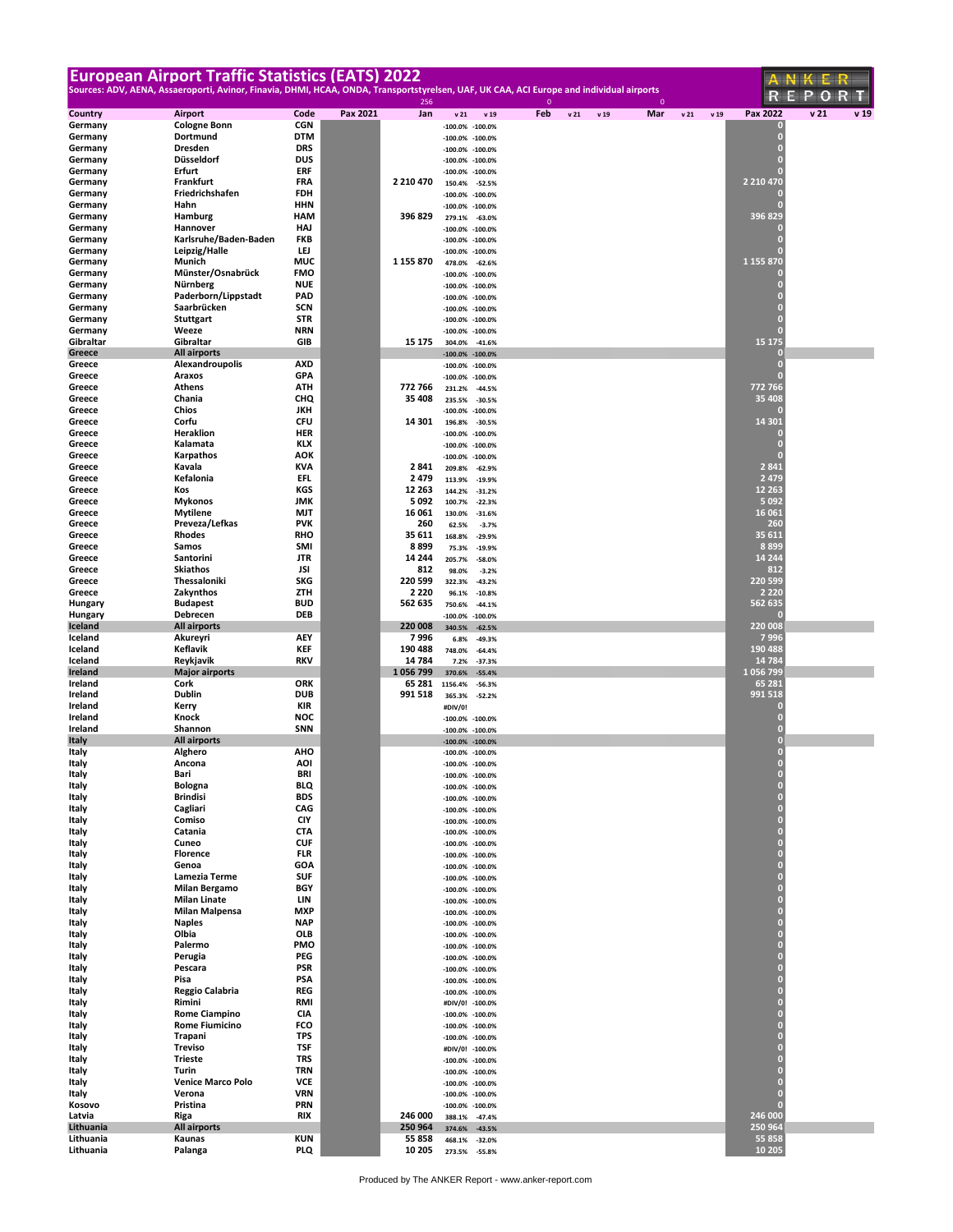# European Airport Traffic Statistics (EATS) 2022

Sources: ADV, AENA, Assaeroporti, Avinor, Finavia, DHMI, HCAA, ONDA, Transportstyrelsen, UAF, UK CAA, ACI Europe and individual airports

| Country | Airport | Code | Pax 2021 | Jan | v 21 | v 19 | Feb | v 21 | v 19 | Mar | v 21 | v 19 | Pax 2022 | v 21 | v 19 |
|---|---|---|---|---|---|---|---|---|---|---|---|---|---|---|---|
| | | | | 256 | | | 0 | | | 0 | | | | | |
| Germany | Cologne Bonn | CGN | | | -100.0% | -100.0% | | | | | | | 0 | | |
| Germany | Dortmund | DTM | | | -100.0% | -100.0% | | | | | | | 0 | | |
| Germany | Dresden | DRS | | | -100.0% | -100.0% | | | | | | | 0 | | |
| Germany | Düsseldorf | DUS | | | -100.0% | -100.0% | | | | | | | 0 | | |
| Germany | Erfurt | ERF | | | -100.0% | -100.0% | | | | | | | 0 | | |
| Germany | Frankfurt | FRA | | 2 210 470 | 150.4% | -52.5% | | | | | | | 2 210 470 | | |
| Germany | Friedrichshafen | FDH | | | -100.0% | -100.0% | | | | | | | 0 | | |
| Germany | Hahn | HHN | | | -100.0% | -100.0% | | | | | | | 0 | | |
| Germany | Hamburg | HAM | | 396 829 | 279.1% | -63.0% | | | | | | | 396 829 | | |
| Germany | Hannover | HAJ | | | -100.0% | -100.0% | | | | | | | 0 | | |
| Germany | Karlsruhe/Baden-Baden | FKB | | | -100.0% | -100.0% | | | | | | | 0 | | |
| Germany | Leipzig/Halle | LEJ | | | -100.0% | -100.0% | | | | | | | 0 | | |
| Germany | Munich | MUC | | 1 155 870 | 478.0% | -62.6% | | | | | | | 1 155 870 | | |
| Germany | Münster/Osnabrück | FMO | | | -100.0% | -100.0% | | | | | | | 0 | | |
| Germany | Nürnberg | NUE | | | -100.0% | -100.0% | | | | | | | 0 | | |
| Germany | Paderborn/Lippstadt | PAD | | | -100.0% | -100.0% | | | | | | | 0 | | |
| Germany | Saarbrücken | SCN | | | -100.0% | -100.0% | | | | | | | 0 | | |
| Germany | Stuttgart | STR | | | -100.0% | -100.0% | | | | | | | 0 | | |
| Germany | Weeze | NRN | | | -100.0% | -100.0% | | | | | | | 0 | | |
| Gibraltar | Gibraltar | GIB | | 15 175 | 304.0% | -41.6% | | | | | | | 15 175 | | |
| **Greece** | **All airports** | | | | -100.0% | -100.0% | | | | | | | 0 | | |
| Greece | Alexandroupolis | AXD | | | -100.0% | -100.0% | | | | | | | 0 | | |
| Greece | Araxos | GPA | | | -100.0% | -100.0% | | | | | | | 0 | | |
| Greece | Athens | ATH | | 772 766 | 231.2% | -44.5% | | | | | | | 772 766 | | |
| Greece | Chania | CHQ | | 35 408 | 235.5% | -30.5% | | | | | | | 35 408 | | |
| Greece | Chios | JKH | | | -100.0% | -100.0% | | | | | | | 0 | | |
| Greece | Corfu | CFU | | 14 301 | 196.8% | -30.5% | | | | | | | 14 301 | | |
| Greece | Heraklion | HER | | | -100.0% | -100.0% | | | | | | | 0 | | |
| Greece | Kalamata | KLX | | | -100.0% | -100.0% | | | | | | | 0 | | |
| Greece | Karpathos | AOK | | | -100.0% | -100.0% | | | | | | | 0 | | |
| Greece | Kavala | KVA | | 2 841 | 209.8% | -62.9% | | | | | | | 2 841 | | |
| Greece | Kefalonia | EFL | | 2 479 | 113.9% | -19.9% | | | | | | | 2 479 | | |
| Greece | Kos | KGS | | 12 263 | 144.2% | -31.2% | | | | | | | 12 263 | | |
| Greece | Mykonos | JMK | | 5 092 | 100.7% | -22.3% | | | | | | | 5 092 | | |
| Greece | Mytilene | MJT | | 16 061 | 130.0% | -31.6% | | | | | | | 16 061 | | |
| Greece | Preveza/Lefkas | PVK | | 260 | 62.5% | -3.7% | | | | | | | 260 | | |
| Greece | Rhodes | RHO | | 35 611 | 168.8% | -29.9% | | | | | | | 35 611 | | |
| Greece | Samos | SMI | | 8 899 | 75.3% | -19.9% | | | | | | | 8 899 | | |
| Greece | Santorini | JTR | | 14 244 | 205.7% | -58.0% | | | | | | | 14 244 | | |
| Greece | Skiathos | JSI | | 812 | 98.0% | -3.2% | | | | | | | 812 | | |
| Greece | Thessaloniki | SKG | | 220 599 | 322.3% | -43.2% | | | | | | | 220 599 | | |
| Greece | Zakynthos | ZTH | | 2 220 | 96.1% | -10.8% | | | | | | | 2 220 | | |
| Hungary | Budapest | BUD | | 562 635 | 750.6% | -44.1% | | | | | | | 562 635 | | |
| Hungary | Debrecen | DEB | | | -100.0% | -100.0% | | | | | | | 0 | | |
| **Iceland** | **All airports** | | | 220 008 | 340.5% | -62.5% | | | | | | | 220 008 | | |
| Iceland | Akureyri | AEY | | 7 996 | 6.8% | -49.3% | | | | | | | 7 996 | | |
| Iceland | Keflavik | KEF | | 190 488 | 748.0% | -64.4% | | | | | | | 190 488 | | |
| Iceland | Reykjavik | RKV | | 14 784 | 7.2% | -37.3% | | | | | | | 14 784 | | |
| **Ireland** | **Major airports** | | | 1 056 799 | 370.6% | -55.4% | | | | | | | 1 056 799 | | |
| Ireland | Cork | ORK | | 65 281 | 1156.4% | -56.3% | | | | | | | 65 281 | | |
| Ireland | Dublin | DUB | | 991 518 | 365.3% | -52.2% | | | | | | | 991 518 | | |
| Ireland | Kerry | KIR | | | #DIV/0! | | | | | | | | 0 | | |
| Ireland | Knock | NOC | | | -100.0% | -100.0% | | | | | | | 0 | | |
| Ireland | Shannon | SNN | | | -100.0% | -100.0% | | | | | | | 0 | | |
| **Italy** | **All airports** | | | | -100.0% | -100.0% | | | | | | | 0 | | |
| Italy | Alghero | AHO | | | -100.0% | -100.0% | | | | | | | 0 | | |
| Italy | Ancona | AOI | | | -100.0% | -100.0% | | | | | | | 0 | | |
| Italy | Bari | BRI | | | -100.0% | -100.0% | | | | | | | 0 | | |
| Italy | Bologna | BLQ | | | -100.0% | -100.0% | | | | | | | 0 | | |
| Italy | Brindisi | BDS | | | -100.0% | -100.0% | | | | | | | 0 | | |
| Italy | Cagliari | CAG | | | -100.0% | -100.0% | | | | | | | 0 | | |
| Italy | Comiso | CIY | | | -100.0% | -100.0% | | | | | | | 0 | | |
| Italy | Catania | CTA | | | -100.0% | -100.0% | | | | | | | 0 | | |
| Italy | Cuneo | CUF | | | -100.0% | -100.0% | | | | | | | 0 | | |
| Italy | Florence | FLR | | | -100.0% | -100.0% | | | | | | | 0 | | |
| Italy | Genoa | GOA | | | -100.0% | -100.0% | | | | | | | 0 | | |
| Italy | Lamezia Terme | SUF | | | -100.0% | -100.0% | | | | | | | 0 | | |
| Italy | Milan Bergamo | BGY | | | -100.0% | -100.0% | | | | | | | 0 | | |
| Italy | Milan Linate | LIN | | | -100.0% | -100.0% | | | | | | | 0 | | |
| Italy | Milan Malpensa | MXP | | | -100.0% | -100.0% | | | | | | | 0 | | |
| Italy | Naples | NAP | | | -100.0% | -100.0% | | | | | | | 0 | | |
| Italy | Olbia | OLB | | | -100.0% | -100.0% | | | | | | | 0 | | |
| Italy | Palermo | PMO | | | -100.0% | -100.0% | | | | | | | 0 | | |
| Italy | Perugia | PEG | | | -100.0% | -100.0% | | | | | | | 0 | | |
| Italy | Pescara | PSR | | | -100.0% | -100.0% | | | | | | | 0 | | |
| Italy | Pisa | PSA | | | -100.0% | -100.0% | | | | | | | 0 | | |
| Italy | Reggio Calabria | REG | | | -100.0% | -100.0% | | | | | | | 0 | | |
| Italy | Rimini | RMI | | | #DIV/0! | -100.0% | | | | | | | 0 | | |
| Italy | Rome Ciampino | CIA | | | -100.0% | -100.0% | | | | | | | 0 | | |
| Italy | Rome Fiumicino | FCO | | | -100.0% | -100.0% | | | | | | | 0 | | |
| Italy | Trapani | TPS | | | -100.0% | -100.0% | | | | | | | 0 | | |
| Italy | Treviso | TSF | | | #DIV/0! | -100.0% | | | | | | | 0 | | |
| Italy | Trieste | TRS | | | -100.0% | -100.0% | | | | | | | 0 | | |
| Italy | Turin | TRN | | | -100.0% | -100.0% | | | | | | | 0 | | |
| Italy | Venice Marco Polo | VCE | | | -100.0% | -100.0% | | | | | | | 0 | | |
| Italy | Verona | VRN | | | -100.0% | -100.0% | | | | | | | 0 | | |
| Kosovo | Pristina | PRN | | | -100.0% | -100.0% | | | | | | | 0 | | |
| Latvia | Riga | RIX | | 246 000 | 388.1% | -47.4% | | | | | | | 246 000 | | |
| **Lithuania** | **All airports** | | | 250 964 | 374.6% | -43.5% | | | | | | | 250 964 | | |
| Lithuania | Kaunas | KUN | | 55 858 | 468.1% | -32.0% | | | | | | | 55 858 | | |
| Lithuania | Palanga | PLQ | | 10 205 | 273.5% | -55.8% | | | | | | | 10 205 | | |

Produced by The ANKER Report - www.anker-report.com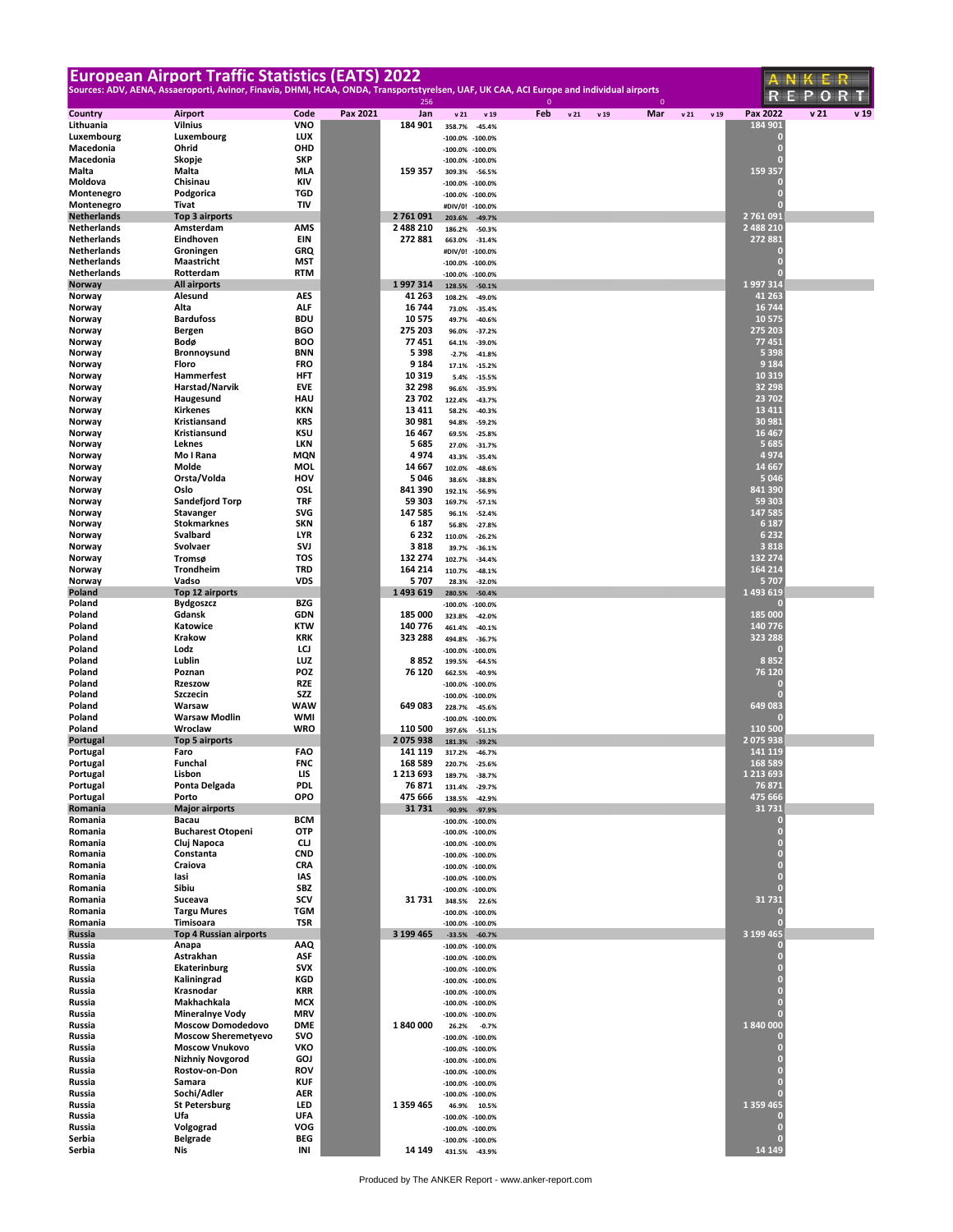# European Airport Traffic Statistics (EATS) 2022

Sources: ADV, AENA, Assaeroporti, Avinor, Finavia, DHMI, HCAA, ONDA, Transportstyrelsen, UAF, UK CAA, ACI Europe and individual airports

| Country | Airport | Code | Pax 2021 | Jan | v 21 | v 19 | Feb | v 21 | v 19 | Mar | v 21 | v 19 | Pax 2022 | v 21 | v 19 |
|---|---|---|---|---|---|---|---|---|---|---|---|---|---|---|---|
| | | | | 256 | | | 0 | | | 0 | | | | | |
| Lithuania | Vilnius | VNO | | 184 901 | 358.7% | -45.4% | | | | | | | 184 901 | | |
| Luxembourg | Luxembourg | LUX | | | -100.0% | -100.0% | | | | | | | 0 | | |
| Macedonia | Ohrid | OHD | | | -100.0% | -100.0% | | | | | | | 0 | | |
| Macedonia | Skopje | SKP | | | -100.0% | -100.0% | | | | | | | 0 | | |
| Malta | Malta | MLA | | 159 357 | 309.3% | -56.5% | | | | | | | 159 357 | | |
| Moldova | Chisinau | KIV | | | -100.0% | -100.0% | | | | | | | 0 | | |
| Montenegro | Podgorica | TGD | | | -100.0% | -100.0% | | | | | | | 0 | | |
| Montenegro | Tivat | TIV | | | #DIV/0! | -100.0% | | | | | | | 0 | | |
| Netherlands | Top 3 airports | | | 2 761 091 | 203.6% | -49.7% | | | | | | | 2 761 091 | | |
| Netherlands | Amsterdam | AMS | | 2 488 210 | 186.2% | -50.3% | | | | | | | 2 488 210 | | |
| Netherlands | Eindhoven | EIN | | 272 881 | 663.0% | -31.4% | | | | | | | 272 881 | | |
| Netherlands | Groningen | GRQ | | | #DIV/0! | -100.0% | | | | | | | 0 | | |
| Netherlands | Maastricht | MST | | | -100.0% | -100.0% | | | | | | | 0 | | |
| Netherlands | Rotterdam | RTM | | | -100.0% | -100.0% | | | | | | | 0 | | |
| Norway | All airports | | | 1 997 314 | 128.5% | -50.1% | | | | | | | 1 997 314 | | |
| Norway | Alesund | AES | | 41 263 | 108.2% | -49.0% | | | | | | | 41 263 | | |
| Norway | Alta | ALF | | 16 744 | 73.0% | -35.4% | | | | | | | 16 744 | | |
| Norway | Bardufoss | BDU | | 10 575 | 49.7% | -40.6% | | | | | | | 10 575 | | |
| Norway | Bergen | BGO | | 275 203 | 96.0% | -37.2% | | | | | | | 275 203 | | |
| Norway | Bodø | BOO | | 77 451 | 64.1% | -39.0% | | | | | | | 77 451 | | |
| Norway | Bronnoysund | BNN | | 5 398 | -2.7% | -41.8% | | | | | | | 5 398 | | |
| Norway | Floro | FRO | | 9 184 | 17.1% | -15.2% | | | | | | | 9 184 | | |
| Norway | Hammerfest | HFT | | 10 319 | 5.4% | -15.5% | | | | | | | 10 319 | | |
| Norway | Harstad/Narvik | EVE | | 32 298 | 96.6% | -35.9% | | | | | | | 32 298 | | |
| Norway | Haugesund | HAU | | 23 702 | 122.4% | -43.7% | | | | | | | 23 702 | | |
| Norway | Kirkenes | KKN | | 13 411 | 58.2% | -40.3% | | | | | | | 13 411 | | |
| Norway | Kristiansand | KRS | | 30 981 | 94.8% | -59.2% | | | | | | | 30 981 | | |
| Norway | Kristiansund | KSU | | 16 467 | 69.5% | -25.8% | | | | | | | 16 467 | | |
| Norway | Leknes | LKN | | 5 685 | 27.0% | -31.7% | | | | | | | 5 685 | | |
| Norway | Mo I Rana | MQN | | 4 974 | 43.3% | -35.4% | | | | | | | 4 974 | | |
| Norway | Molde | MOL | | 14 667 | 102.0% | -48.6% | | | | | | | 14 667 | | |
| Norway | Orsta/Volda | HOV | | 5 046 | 38.6% | -38.8% | | | | | | | 5 046 | | |
| Norway | Oslo | OSL | | 841 390 | 192.1% | -56.9% | | | | | | | 841 390 | | |
| Norway | Sandefjord Torp | TRF | | 59 303 | 169.7% | -57.1% | | | | | | | 59 303 | | |
| Norway | Stavanger | SVG | | 147 585 | 96.1% | -52.4% | | | | | | | 147 585 | | |
| Norway | Stokmarknes | SKN | | 6 187 | 56.8% | -27.8% | | | | | | | 6 187 | | |
| Norway | Svalbard | LYR | | 6 232 | 110.0% | -26.2% | | | | | | | 6 232 | | |
| Norway | Svolvaer | SVJ | | 3 818 | 39.7% | -36.1% | | | | | | | 3 818 | | |
| Norway | Tromsø | TOS | | 132 274 | 102.7% | -34.4% | | | | | | | 132 274 | | |
| Norway | Trondheim | TRD | | 164 214 | 110.7% | -48.1% | | | | | | | 164 214 | | |
| Norway | Vadso | VDS | | 5 707 | 28.3% | -32.0% | | | | | | | 5 707 | | |
| Poland | Top 12 airports | | | 1 493 619 | 280.5% | -50.4% | | | | | | | 1 493 619 | | |
| Poland | Bydgoszcz | BZG | | | -100.0% | -100.0% | | | | | | | 0 | | |
| Poland | Gdansk | GDN | | 185 000 | 323.8% | -42.0% | | | | | | | 185 000 | | |
| Poland | Katowice | KTW | | 140 776 | 461.4% | -40.1% | | | | | | | 140 776 | | |
| Poland | Krakow | KRK | | 323 288 | 494.8% | -36.7% | | | | | | | 323 288 | | |
| Poland | Lodz | LCJ | | | -100.0% | -100.0% | | | | | | | 0 | | |
| Poland | Lublin | LUZ | | 8 852 | 199.5% | -64.5% | | | | | | | 8 852 | | |
| Poland | Poznan | POZ | | 76 120 | 662.5% | -40.9% | | | | | | | 76 120 | | |
| Poland | Rzeszow | RZE | | | -100.0% | -100.0% | | | | | | | 0 | | |
| Poland | Szczecin | SZZ | | | -100.0% | -100.0% | | | | | | | 0 | | |
| Poland | Warsaw | WAW | | 649 083 | 228.7% | -45.6% | | | | | | | 649 083 | | |
| Poland | Warsaw Modlin | WMI | | | -100.0% | -100.0% | | | | | | | 0 | | |
| Poland | Wroclaw | WRO | | 110 500 | 397.6% | -51.1% | | | | | | | 110 500 | | |
| Portugal | Top 5 airports | | | 2 075 938 | 181.3% | -39.2% | | | | | | | 2 075 938 | | |
| Portugal | Faro | FAO | | 141 119 | 317.2% | -46.7% | | | | | | | 141 119 | | |
| Portugal | Funchal | FNC | | 168 589 | 220.7% | -25.6% | | | | | | | 168 589 | | |
| Portugal | Lisbon | LIS | | 1 213 693 | 189.7% | -38.7% | | | | | | | 1 213 693 | | |
| Portugal | Ponta Delgada | PDL | | 76 871 | 131.4% | -29.7% | | | | | | | 76 871 | | |
| Portugal | Porto | OPO | | 475 666 | 138.5% | -42.9% | | | | | | | 475 666 | | |
| Romania | Major airports | | | 31 731 | -90.9% | -97.9% | | | | | | | 31 731 | | |
| Romania | Bacau | BCM | | | -100.0% | -100.0% | | | | | | | 0 | | |
| Romania | Bucharest Otopeni | OTP | | | -100.0% | -100.0% | | | | | | | 0 | | |
| Romania | Cluj Napoca | CLJ | | | -100.0% | -100.0% | | | | | | | 0 | | |
| Romania | Constanta | CND | | | -100.0% | -100.0% | | | | | | | 0 | | |
| Romania | Craiova | CRA | | | -100.0% | -100.0% | | | | | | | 0 | | |
| Romania | Iasi | IAS | | | -100.0% | -100.0% | | | | | | | 0 | | |
| Romania | Sibiu | SBZ | | | -100.0% | -100.0% | | | | | | | 0 | | |
| Romania | Suceava | SCV | | 31 731 | 348.5% | 22.6% | | | | | | | 31 731 | | |
| Romania | Targu Mures | TGM | | | -100.0% | -100.0% | | | | | | | 0 | | |
| Romania | Timisoara | TSR | | | -100.0% | -100.0% | | | | | | | 0 | | |
| Russia | Top 4 Russian airports | | | 3 199 465 | -33.5% | -60.7% | | | | | | | 3 199 465 | | |
| Russia | Anapa | AAQ | | | -100.0% | -100.0% | | | | | | | 0 | | |
| Russia | Astrakhan | ASF | | | -100.0% | -100.0% | | | | | | | 0 | | |
| Russia | Ekaterinburg | SVX | | | -100.0% | -100.0% | | | | | | | 0 | | |
| Russia | Kaliningrad | KGD | | | -100.0% | -100.0% | | | | | | | 0 | | |
| Russia | Krasnodar | KRR | | | -100.0% | -100.0% | | | | | | | 0 | | |
| Russia | Makhachkala | MCX | | | -100.0% | -100.0% | | | | | | | 0 | | |
| Russia | Mineralnye Vody | MRV | | | -100.0% | -100.0% | | | | | | | 0 | | |
| Russia | Moscow Domodedovo | DME | | 1 840 000 | 26.2% | -0.7% | | | | | | | 1 840 000 | | |
| Russia | Moscow Sheremetyevo | SVO | | | -100.0% | -100.0% | | | | | | | 0 | | |
| Russia | Moscow Vnukovo | VKO | | | -100.0% | -100.0% | | | | | | | 0 | | |
| Russia | Nizhniy Novgorod | GOJ | | | -100.0% | -100.0% | | | | | | | 0 | | |
| Russia | Rostov-on-Don | ROV | | | -100.0% | -100.0% | | | | | | | 0 | | |
| Russia | Samara | KUF | | | -100.0% | -100.0% | | | | | | | 0 | | |
| Russia | Sochi/Adler | AER | | | -100.0% | -100.0% | | | | | | | 0 | | |
| Russia | St Petersburg | LED | | 1 359 465 | 46.9% | 10.5% | | | | | | | 1 359 465 | | |
| Russia | Ufa | UFA | | | -100.0% | -100.0% | | | | | | | 0 | | |
| Russia | Volgograd | VOG | | | -100.0% | -100.0% | | | | | | | 0 | | |
| Serbia | Belgrade | BEG | | | -100.0% | -100.0% | | | | | | | 0 | | |
| Serbia | Nis | INI | | 14 149 | 431.5% | -43.9% | | | | | | | 14 149 | | |

Produced by The ANKER Report - www.anker-report.com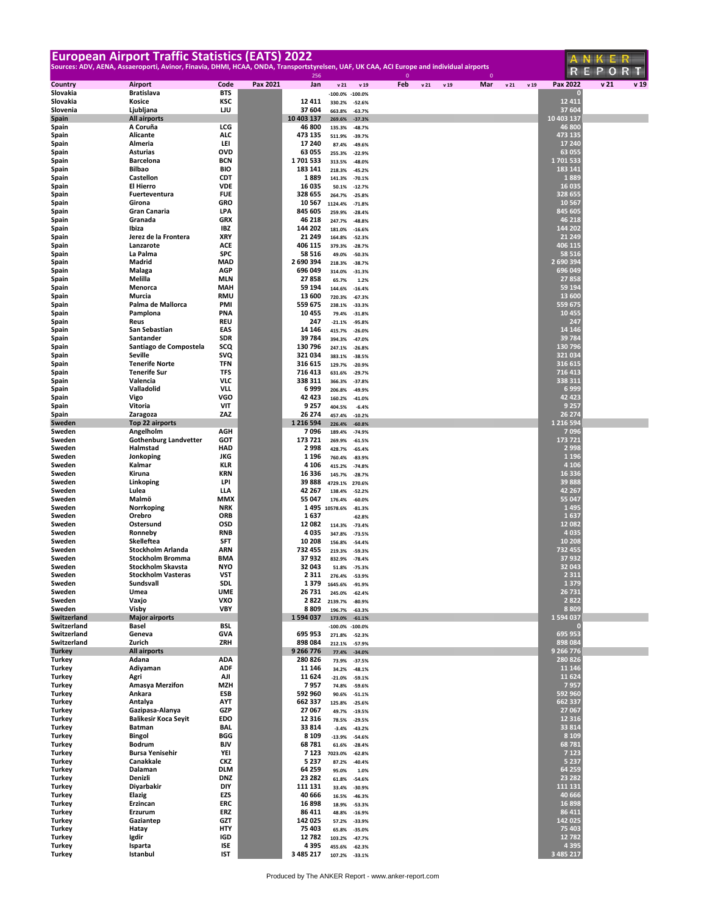# European Airport Traffic Statistics (EATS) 2022

Sources: ADV, AENA, Assaeroporti, Avinor, Finavia, DHMI, HCAA, ONDA, Transportstyrelsen, UAF, UK CAA, ACI Europe and individual airports

| Country | Airport | Code | Pax 2021 | Jan | v 21 | v 19 | Feb | v 21 | v 19 | Mar | v 21 | v 19 | Pax 2022 | v 21 | v 19 |
|---|---|---|---|---|---|---|---|---|---|---|---|---|---|---|---|
| | | | | 256 | | | 0 | | | 0 | | | | | |
| Slovakia | Bratislava | BTS | | | -100.0% | -100.0% | | | | | | | 0 | | |
| Slovakia | Kosice | KSC | | 12 411 | 330.2% | -52.6% | | | | | | | 12 411 | | |
| Slovenia | Ljubljana | LJU | | 37 604 | 663.8% | -63.7% | | | | | | | 37 604 | | |
| Spain | All airports | | | 10 403 137 | 269.6% | -37.3% | | | | | | | 10 403 137 | | |
| Spain | A Coruña | LCG | | 46 800 | 135.3% | -48.7% | | | | | | | 46 800 | | |
| Spain | Alicante | ALC | | 473 135 | 511.9% | -39.7% | | | | | | | 473 135 | | |
| Spain | Almeria | LEI | | 17 240 | 87.4% | -49.6% | | | | | | | 17 240 | | |
| Spain | Asturias | OVD | | 63 055 | 255.3% | -22.9% | | | | | | | 63 055 | | |
| Spain | Barcelona | BCN | | 1 701 533 | 313.5% | -48.0% | | | | | | | 1 701 533 | | |
| Spain | Bilbao | BIO | | 183 141 | 218.3% | -45.2% | | | | | | | 183 141 | | |
| Spain | Castellon | CDT | | 1 889 | 141.3% | -70.1% | | | | | | | 1 889 | | |
| Spain | El Hierro | VDE | | 16 035 | 50.1% | -12.7% | | | | | | | 16 035 | | |
| Spain | Fuerteventura | FUE | | 328 655 | 264.7% | -25.8% | | | | | | | 328 655 | | |
| Spain | Girona | GRO | | 10 567 | 1124.4% | -71.8% | | | | | | | 10 567 | | |
| Spain | Gran Canaria | LPA | | 845 605 | 259.9% | -28.4% | | | | | | | 845 605 | | |
| Spain | Granada | GRX | | 46 218 | 247.7% | -48.8% | | | | | | | 46 218 | | |
| Spain | Ibiza | IBZ | | 144 202 | 181.0% | -16.6% | | | | | | | 144 202 | | |
| Spain | Jerez de la Frontera | XRY | | 21 249 | 164.8% | -52.3% | | | | | | | 21 249 | | |
| Spain | Lanzarote | ACE | | 406 115 | 379.3% | -28.7% | | | | | | | 406 115 | | |
| Spain | La Palma | SPC | | 58 516 | 49.0% | -50.3% | | | | | | | 58 516 | | |
| Spain | Madrid | MAD | | 2 690 394 | 218.3% | -38.7% | | | | | | | 2 690 394 | | |
| Spain | Malaga | AGP | | 696 049 | 314.0% | -31.3% | | | | | | | 696 049 | | |
| Spain | Melilla | MLN | | 27 858 | 65.7% | 1.2% | | | | | | | 27 858 | | |
| Spain | Menorca | MAH | | 59 194 | 144.6% | -16.4% | | | | | | | 59 194 | | |
| Spain | Murcia | RMU | | 13 600 | 720.3% | -67.3% | | | | | | | 13 600 | | |
| Spain | Palma de Mallorca | PMI | | 559 675 | 238.1% | -33.3% | | | | | | | 559 675 | | |
| Spain | Pamplona | PNA | | 10 455 | 79.4% | -31.8% | | | | | | | 10 455 | | |
| Spain | Reus | REU | | 247 | -21.1% | -95.8% | | | | | | | 247 | | |
| Spain | San Sebastian | EAS | | 14 146 | 415.7% | -26.0% | | | | | | | 14 146 | | |
| Spain | Santander | SDR | | 39 784 | 394.3% | -47.0% | | | | | | | 39 784 | | |
| Spain | Santiago de Compostela | SCQ | | 130 796 | 247.1% | -26.8% | | | | | | | 130 796 | | |
| Spain | Seville | SVQ | | 321 034 | 383.1% | -38.5% | | | | | | | 321 034 | | |
| Spain | Tenerife Norte | TFN | | 316 615 | 129.7% | -20.9% | | | | | | | 316 615 | | |
| Spain | Tenerife Sur | TFS | | 716 413 | 631.6% | -29.7% | | | | | | | 716 413 | | |
| Spain | Valencia | VLC | | 338 311 | 366.3% | -37.8% | | | | | | | 338 311 | | |
| Spain | Valladolid | VLL | | 6 999 | 206.8% | -49.9% | | | | | | | 6 999 | | |
| Spain | Vigo | VGO | | 42 423 | 160.2% | -41.0% | | | | | | | 42 423 | | |
| Spain | Vitoria | VIT | | 9 257 | 404.5% | -6.4% | | | | | | | 9 257 | | |
| Spain | Zaragoza | ZAZ | | 26 274 | 457.4% | -10.2% | | | | | | | 26 274 | | |
| Sweden | Top 22 airports | | | 1 216 594 | 226.4% | -60.8% | | | | | | | 1 216 594 | | |
| Sweden | Angelholm | AGH | | 7 096 | 189.4% | -74.9% | | | | | | | 7 096 | | |
| Sweden | Gothenburg Landvetter | GOT | | 173 721 | 269.9% | -61.5% | | | | | | | 173 721 | | |
| Sweden | Halmstad | HAD | | 2 998 | 428.7% | -65.4% | | | | | | | 2 998 | | |
| Sweden | Jonkoping | JKG | | 1 196 | 760.4% | -83.9% | | | | | | | 1 196 | | |
| Sweden | Kalmar | KLR | | 4 106 | 415.2% | -74.8% | | | | | | | 4 106 | | |
| Sweden | Kiruna | KRN | | 16 336 | 145.7% | -28.7% | | | | | | | 16 336 | | |
| Sweden | Linkoping | LPI | | 39 888 | 4729.1% | 270.6% | | | | | | | 39 888 | | |
| Sweden | Lulea | LLA | | 42 267 | 138.4% | -52.2% | | | | | | | 42 267 | | |
| Sweden | Malmö | MMX | | 55 047 | 176.4% | -60.0% | | | | | | | 55 047 | | |
| Sweden | Norrkoping | NRK | | 1 495 | 10578.6% | -81.3% | | | | | | | 1 495 | | |
| Sweden | Orebro | ORB | | 1 637 | | -62.8% | | | | | | | 1 637 | | |
| Sweden | Ostersund | OSD | | 12 082 | 114.3% | -73.4% | | | | | | | 12 082 | | |
| Sweden | Ronneby | RNB | | 4 035 | 347.8% | -73.5% | | | | | | | 4 035 | | |
| Sweden | Skelleftea | SFT | | 10 208 | 156.8% | -54.4% | | | | | | | 10 208 | | |
| Sweden | Stockholm Arlanda | ARN | | 732 455 | 219.3% | -59.3% | | | | | | | 732 455 | | |
| Sweden | Stockholm Bromma | BMA | | 37 932 | 832.9% | -78.4% | | | | | | | 37 932 | | |
| Sweden | Stockholm Skavsta | NYO | | 32 043 | 51.8% | -75.3% | | | | | | | 32 043 | | |
| Sweden | Stockholm Vasteras | VST | | 2 311 | 276.4% | -53.9% | | | | | | | 2 311 | | |
| Sweden | Sundsvall | SDL | | 1 379 | 1645.6% | -91.9% | | | | | | | 1 379 | | |
| Sweden | Umea | UME | | 26 731 | 245.0% | -62.4% | | | | | | | 26 731 | | |
| Sweden | Vaxjo | VXO | | 2 822 | 2139.7% | -80.9% | | | | | | | 2 822 | | |
| Sweden | Visby | VBY | | 8 809 | 196.7% | -63.3% | | | | | | | 8 809 | | |
| Switzerland | Major airports | | | 1 594 037 | 173.0% | -61.1% | | | | | | | 1 594 037 | | |
| Switzerland | Basel | BSL | | | -100.0% | -100.0% | | | | | | | 0 | | |
| Switzerland | Geneva | GVA | | 695 953 | 271.8% | -52.3% | | | | | | | 695 953 | | |
| Switzerland | Zurich | ZRH | | 898 084 | 212.1% | -57.9% | | | | | | | 898 084 | | |
| Turkey | All airports | | | 9 266 776 | 77.4% | -34.0% | | | | | | | 9 266 776 | | |
| Turkey | Adana | ADA | | 280 826 | 73.9% | -37.5% | | | | | | | 280 826 | | |
| Turkey | Adiyaman | ADF | | 11 146 | 34.2% | -48.1% | | | | | | | 11 146 | | |
| Turkey | Agri | AJI | | 11 624 | -21.0% | -59.1% | | | | | | | 11 624 | | |
| Turkey | Amasya Merzifon | MZH | | 7 957 | 74.8% | -59.6% | | | | | | | 7 957 | | |
| Turkey | Ankara | ESB | | 592 960 | 90.6% | -51.1% | | | | | | | 592 960 | | |
| Turkey | Antalya | AYT | | 662 337 | 125.8% | -25.6% | | | | | | | 662 337 | | |
| Turkey | Gazipasa-Alanya | GZP | | 27 067 | 49.7% | -19.5% | | | | | | | 27 067 | | |
| Turkey | Balikesir Koca Seyit | EDO | | 12 316 | 78.5% | -29.5% | | | | | | | 12 316 | | |
| Turkey | Batman | BAL | | 33 814 | -3.4% | -43.2% | | | | | | | 33 814 | | |
| Turkey | Bingol | BGG | | 8 109 | -13.9% | -54.6% | | | | | | | 8 109 | | |
| Turkey | Bodrum | BJV | | 68 781 | 61.6% | -28.4% | | | | | | | 68 781 | | |
| Turkey | Bursa Yenisehir | YEI | | 7 123 | 7023.0% | -62.8% | | | | | | | 7 123 | | |
| Turkey | Canakkale | CKZ | | 5 237 | 87.2% | -40.4% | | | | | | | 5 237 | | |
| Turkey | Dalaman | DLM | | 64 259 | 95.0% | 1.0% | | | | | | | 64 259 | | |
| Turkey | Denizli | DNZ | | 23 282 | 61.8% | -54.6% | | | | | | | 23 282 | | |
| Turkey | Diyarbakir | DIY | | 111 131 | 33.4% | -30.9% | | | | | | | 111 131 | | |
| Turkey | Elazig | EZS | | 40 666 | 16.5% | -46.3% | | | | | | | 40 666 | | |
| Turkey | Erzincan | ERC | | 16 898 | 18.9% | -53.3% | | | | | | | 16 898 | | |
| Turkey | Erzurum | ERZ | | 86 411 | 48.8% | -16.9% | | | | | | | 86 411 | | |
| Turkey | Gaziantep | GZT | | 142 025 | 57.2% | -33.9% | | | | | | | 142 025 | | |
| Turkey | Hatay | HTY | | 75 403 | 65.8% | -35.0% | | | | | | | 75 403 | | |
| Turkey | Igdir | IGD | | 12 782 | 103.2% | -47.7% | | | | | | | 12 782 | | |
| Turkey | Isparta | ISE | | 4 395 | 455.6% | -62.3% | | | | | | | 4 395 | | |
| Turkey | Istanbul | IST | | 3 485 217 | 107.2% | -33.1% | | | | | | | 3 485 217 | | |

Produced by The ANKER Report - www.anker-report.com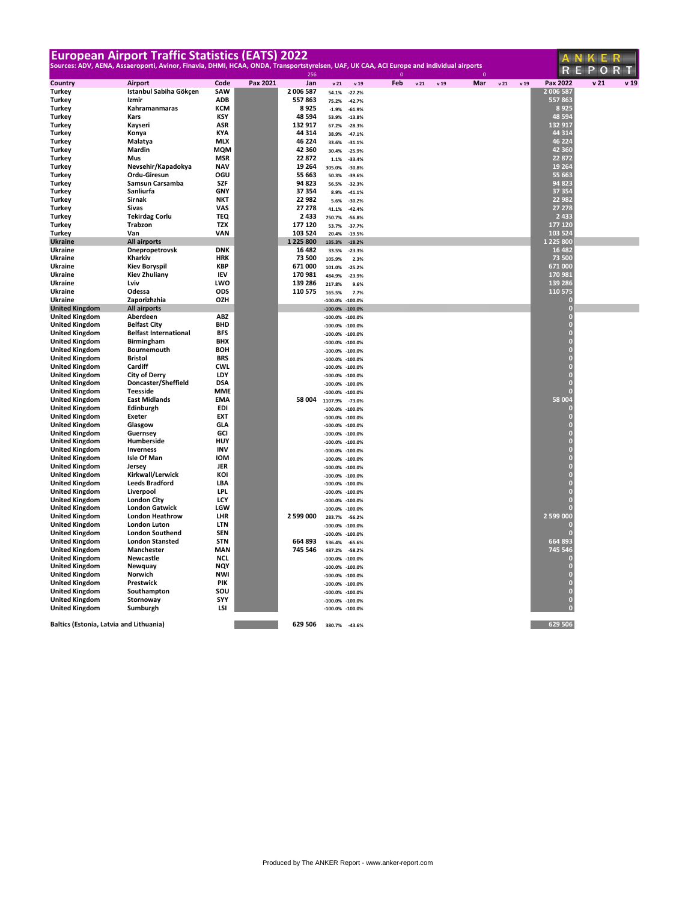# European Airport Traffic Statistics (EATS) 2022

Sources: ADV, AENA, Assaeroporti, Avinor, Finavia, DHMI, HCAA, ONDA, Transportstyrelsen, UAF, UK CAA, ACI Europe and individual airports

| Country | Airport | Code | Pax 2021 | Jan | v 21 | v 19 | Feb | v 21 | v 19 | Mar | v 21 | v 19 | Pax 2022 | v 21 | v 19 |
|---|---|---|---|---|---|---|---|---|---|---|---|---|---|---|---|
| | | | | 256 | | | 0 | | | 0 | | | | | |
| Turkey | Istanbul Sabiha Gökçen | SAW | | 2 006 587 | 54.1% | -27.2% | | | | | | | 2 006 587 | | |
| Turkey | Izmir | ADB | | 557 863 | 75.2% | -42.7% | | | | | | | 557 863 | | |
| Turkey | Kahramanmaras | KCM | | 8 925 | -1.9% | -61.9% | | | | | | | 8 925 | | |
| Turkey | Kars | KSY | | 48 594 | 53.9% | -13.8% | | | | | | | 48 594 | | |
| Turkey | Kayseri | ASR | | 132 917 | 67.2% | -28.3% | | | | | | | 132 917 | | |
| Turkey | Konya | KYA | | 44 314 | 38.9% | -47.1% | | | | | | | 44 314 | | |
| Turkey | Malatya | MLX | | 46 224 | 33.6% | -31.1% | | | | | | | 46 224 | | |
| Turkey | Mardin | MQM | | 42 360 | 30.4% | -25.9% | | | | | | | 42 360 | | |
| Turkey | Mus | MSR | | 22 872 | 1.1% | -33.4% | | | | | | | 22 872 | | |
| Turkey | Nevsehir/Kapadokya | NAV | | 19 264 | 305.0% | -30.8% | | | | | | | 19 264 | | |
| Turkey | Ordu-Giresun | OGU | | 55 663 | 50.3% | -39.6% | | | | | | | 55 663 | | |
| Turkey | Samsun Carsamba | SZF | | 94 823 | 56.5% | -32.3% | | | | | | | 94 823 | | |
| Turkey | Sanliurfa | GNY | | 37 354 | 8.9% | -41.1% | | | | | | | 37 354 | | |
| Turkey | Sirnak | NKT | | 22 982 | 5.6% | -30.2% | | | | | | | 22 982 | | |
| Turkey | Sivas | VAS | | 27 278 | 41.1% | -42.4% | | | | | | | 27 278 | | |
| Turkey | Tekirdag Corlu | TEQ | | 2 433 | 750.7% | -56.8% | | | | | | | 2 433 | | |
| Turkey | Trabzon | TZX | | 177 120 | 53.7% | -37.7% | | | | | | | 177 120 | | |
| Turkey | Van | VAN | | 103 524 | 20.4% | -19.5% | | | | | | | 103 524 | | |
| **Ukraine** | **All airports** | | | 1 225 800 | 135.3% | -18.2% | | | | | | | 1 225 800 | | |
| Ukraine | Dnepropetrovsk | DNK | | 16 482 | 33.5% | -23.3% | | | | | | | 16 482 | | |
| Ukraine | Kharkiv | HRK | | 73 500 | 105.9% | 2.3% | | | | | | | 73 500 | | |
| Ukraine | Kiev Boryspil | KBP | | 671 000 | 101.0% | -25.2% | | | | | | | 671 000 | | |
| Ukraine | Kiev Zhuliany | IEV | | 170 981 | 484.9% | -23.9% | | | | | | | 170 981 | | |
| Ukraine | Lviv | LWO | | 139 286 | 217.8% | 9.6% | | | | | | | 139 286 | | |
| Ukraine | Odessa | ODS | | 110 575 | 165.5% | 7.7% | | | | | | | 110 575 | | |
| Ukraine | Zaporizhzhia | OZH | | | -100.0% | -100.0% | | | | | | | 0 | | |
| **United Kingdom** | **All airports** | | | | -100.0% | -100.0% | | | | | | | 0 | | |
| United Kingdom | Aberdeen | ABZ | | | -100.0% | -100.0% | | | | | | | 0 | | |
| United Kingdom | Belfast City | BHD | | | -100.0% | -100.0% | | | | | | | 0 | | |
| United Kingdom | Belfast International | BFS | | | -100.0% | -100.0% | | | | | | | 0 | | |
| United Kingdom | Birmingham | BHX | | | -100.0% | -100.0% | | | | | | | 0 | | |
| United Kingdom | Bournemouth | BOH | | | -100.0% | -100.0% | | | | | | | 0 | | |
| United Kingdom | Bristol | BRS | | | -100.0% | -100.0% | | | | | | | 0 | | |
| United Kingdom | Cardiff | CWL | | | -100.0% | -100.0% | | | | | | | 0 | | |
| United Kingdom | City of Derry | LDY | | | -100.0% | -100.0% | | | | | | | 0 | | |
| United Kingdom | Doncaster/Sheffield | DSA | | | -100.0% | -100.0% | | | | | | | 0 | | |
| United Kingdom | Teesside | MME | | | -100.0% | -100.0% | | | | | | | 0 | | |
| United Kingdom | East Midlands | EMA | | 58 004 | 1107.9% | -73.0% | | | | | | | 58 004 | | |
| United Kingdom | Edinburgh | EDI | | | -100.0% | -100.0% | | | | | | | 0 | | |
| United Kingdom | Exeter | EXT | | | -100.0% | -100.0% | | | | | | | 0 | | |
| United Kingdom | Glasgow | GLA | | | -100.0% | -100.0% | | | | | | | 0 | | |
| United Kingdom | Guernsey | GCI | | | -100.0% | -100.0% | | | | | | | 0 | | |
| United Kingdom | Humberside | HUY | | | -100.0% | -100.0% | | | | | | | 0 | | |
| United Kingdom | Inverness | INV | | | -100.0% | -100.0% | | | | | | | 0 | | |
| United Kingdom | Isle Of Man | IOM | | | -100.0% | -100.0% | | | | | | | 0 | | |
| United Kingdom | Jersey | JER | | | -100.0% | -100.0% | | | | | | | 0 | | |
| United Kingdom | Kirkwall/Lerwick | KOI | | | -100.0% | -100.0% | | | | | | | 0 | | |
| United Kingdom | Leeds Bradford | LBA | | | -100.0% | -100.0% | | | | | | | 0 | | |
| United Kingdom | Liverpool | LPL | | | -100.0% | -100.0% | | | | | | | 0 | | |
| United Kingdom | London City | LCY | | | -100.0% | -100.0% | | | | | | | 0 | | |
| United Kingdom | London Gatwick | LGW | | | -100.0% | -100.0% | | | | | | | 0 | | |
| United Kingdom | London Heathrow | LHR | | 2 599 000 | 283.7% | -56.2% | | | | | | | 2 599 000 | | |
| United Kingdom | London Luton | LTN | | | -100.0% | -100.0% | | | | | | | 0 | | |
| United Kingdom | London Southend | SEN | | | -100.0% | -100.0% | | | | | | | 0 | | |
| United Kingdom | London Stansted | STN | | 664 893 | 536.4% | -65.6% | | | | | | | 664 893 | | |
| United Kingdom | Manchester | MAN | | 745 546 | 487.2% | -58.2% | | | | | | | 745 546 | | |
| United Kingdom | Newcastle | NCL | | | -100.0% | -100.0% | | | | | | | 0 | | |
| United Kingdom | Newquay | NQY | | | -100.0% | -100.0% | | | | | | | 0 | | |
| United Kingdom | Norwich | NWI | | | -100.0% | -100.0% | | | | | | | 0 | | |
| United Kingdom | Prestwick | PIK | | | -100.0% | -100.0% | | | | | | | 0 | | |
| United Kingdom | Southampton | SOU | | | -100.0% | -100.0% | | | | | | | 0 | | |
| United Kingdom | Stornoway | SYY | | | -100.0% | -100.0% | | | | | | | 0 | | |
| United Kingdom | Sumburgh | LSI | | | -100.0% | -100.0% | | | | | | | 0 | | |
| Baltics (Estonia, Latvia and Lithuania) | | | | 629 506 | 380.7% | -43.6% | | | | | | | 629 506 | | |

Produced by The ANKER Report - www.anker-report.com